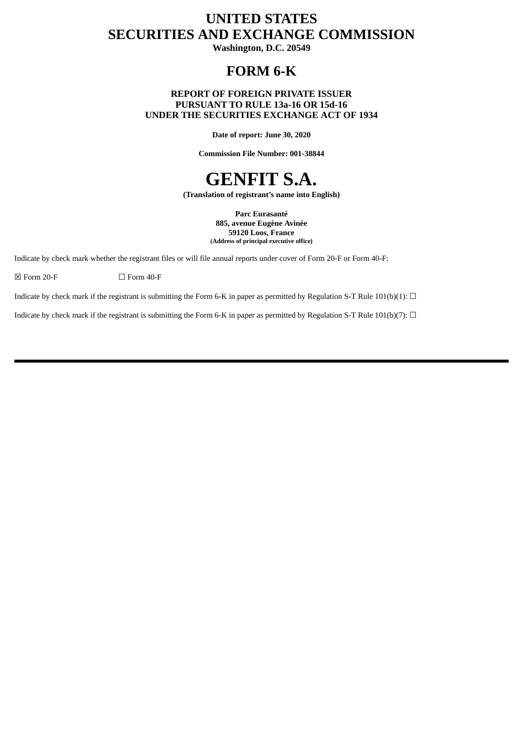# UNITED STATES
# SECURITIES AND EXCHANGE COMMISSION

**Washington, D.C. 20549**

# FORM 6-K

**REPORT OF FOREIGN PRIVATE ISSUER**
**PURSUANT TO RULE 13a-16 OR 15d-16**
**UNDER THE SECURITIES EXCHANGE ACT OF 1934**

**Date of report: June 30, 2020**

**Commission File Number: 001-38844**

# GENFIT S.A.

**(Translation of registrant's name into English)**

**Parc Eurasanté**
**885, avenue Eugène Avinée**
**59120 Loos, France**
**(Address of principal executive office)**

Indicate by check mark whether the registrant files or will file annual reports under cover of Form 20-F or Form 40-F:

☒ Form 20-F ☐ Form 40-F

Indicate by check mark if the registrant is submitting the Form 6-K in paper as permitted by Regulation S-T Rule 101(b)(1): ☐

Indicate by check mark if the registrant is submitting the Form 6-K in paper as permitted by Regulation S-T Rule 101(b)(7): ☐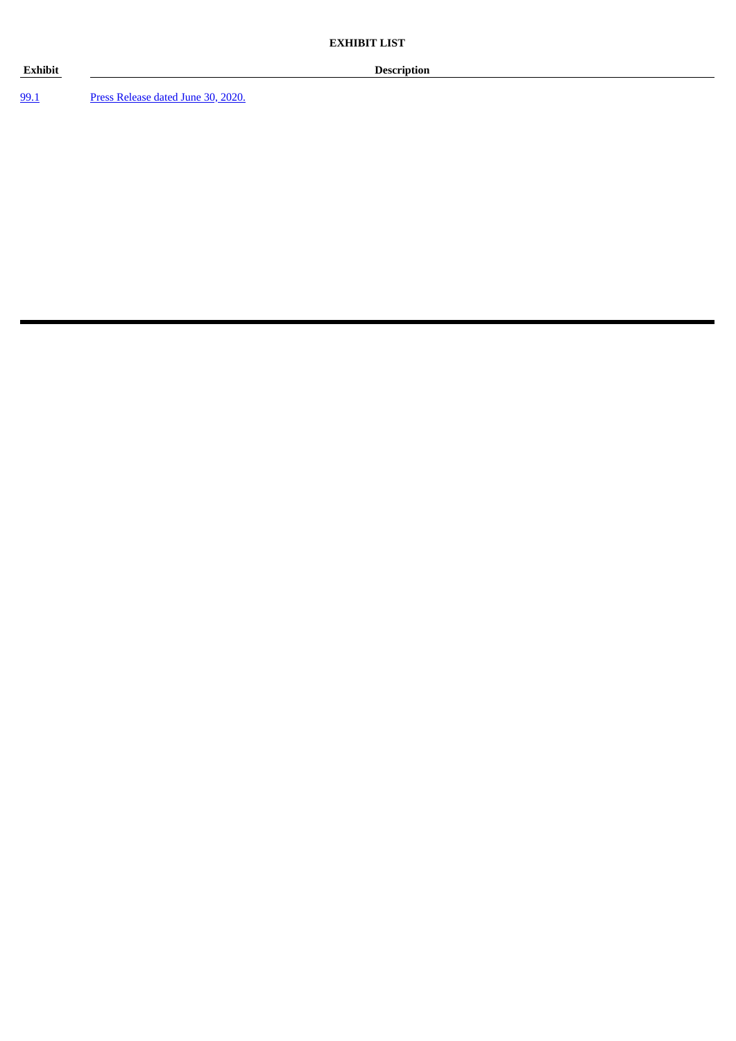**EXHIBIT LIST**

| Exhibit | Description |
| --- | --- |
| 99.1 | Press Release dated June 30, 2020. |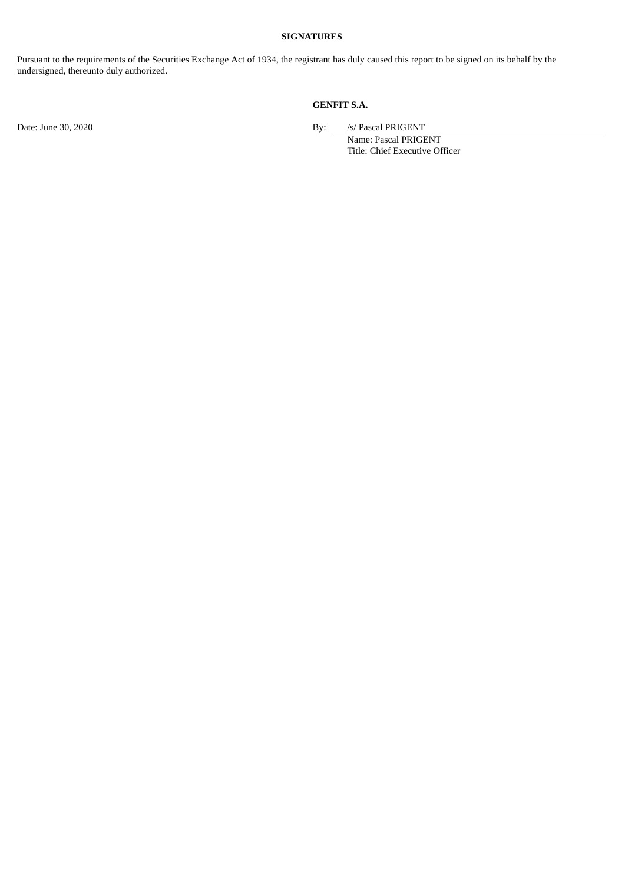**SIGNATURES**

Pursuant to the requirements of the Securities Exchange Act of 1934, the registrant has duly caused this report to be signed on its behalf by the undersigned, thereunto duly authorized.

**GENFIT S.A.**

Date: June 30, 2020

By: /s/ Pascal PRIGENT
Name: Pascal PRIGENT
Title: Chief Executive Officer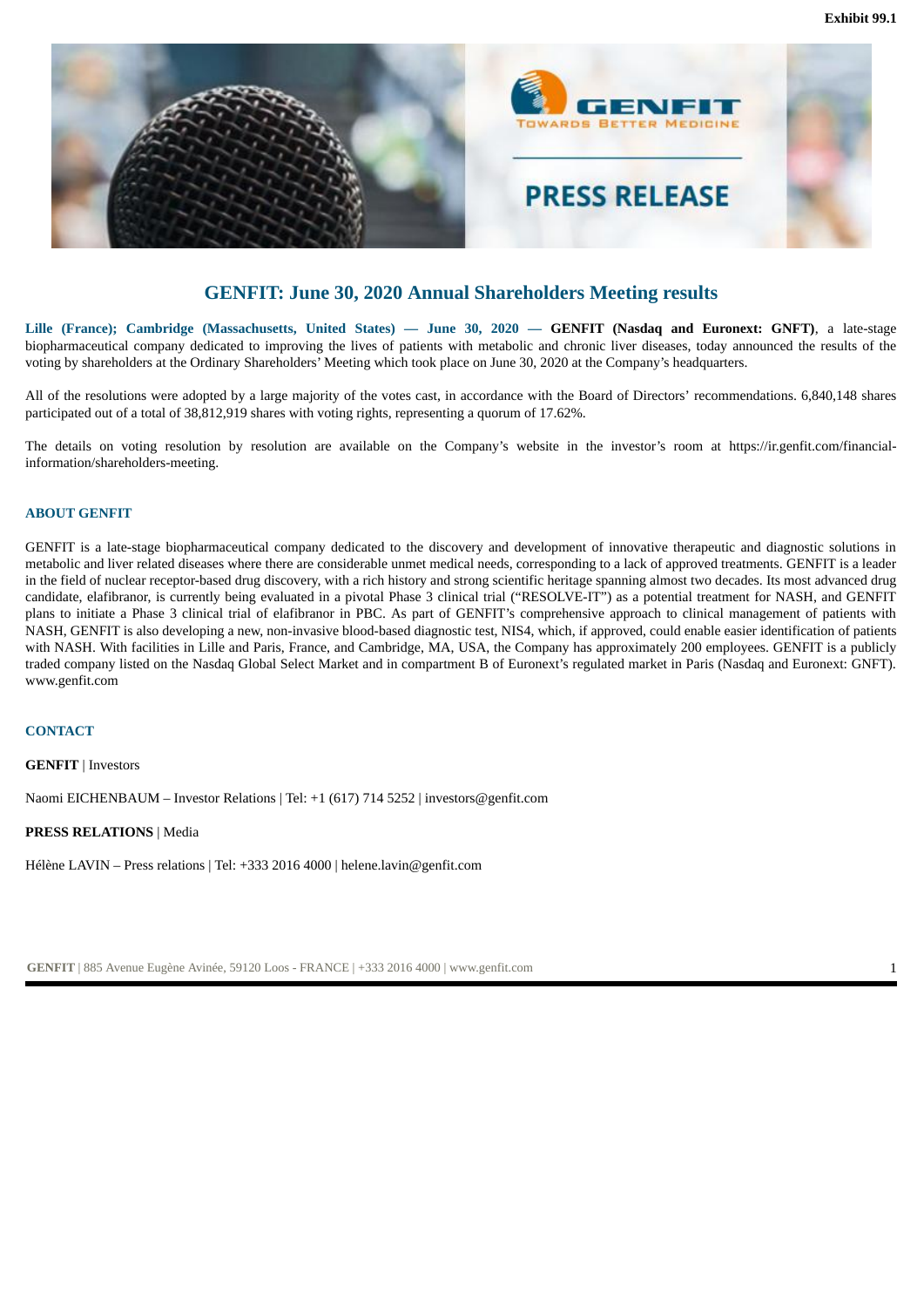Exhibit 99.1

PRESS RELEASE

# GENFIT: June 30, 2020 Annual Shareholders Meeting results

**Lille (France); Cambridge (Massachusetts, United States) — June 30, 2020 — GENFIT (Nasdaq and Euronext: GNFT)**, a late-stage biopharmaceutical company dedicated to improving the lives of patients with metabolic and chronic liver diseases, today announced the results of the voting by shareholders at the Ordinary Shareholders' Meeting which took place on June 30, 2020 at the Company's headquarters.

All of the resolutions were adopted by a large majority of the votes cast, in accordance with the Board of Directors' recommendations. 6,840,148 shares participated out of a total of 38,812,919 shares with voting rights, representing a quorum of 17.62%.

The details on voting resolution by resolution are available on the Company's website in the investor's room at https://ir.genfit.com/financial-information/shareholders-meeting.

## ABOUT GENFIT

GENFIT is a late-stage biopharmaceutical company dedicated to the discovery and development of innovative therapeutic and diagnostic solutions in metabolic and liver related diseases where there are considerable unmet medical needs, corresponding to a lack of approved treatments. GENFIT is a leader in the field of nuclear receptor-based drug discovery, with a rich history and strong scientific heritage spanning almost two decades. Its most advanced drug candidate, elafibranor, is currently being evaluated in a pivotal Phase 3 clinical trial ("RESOLVE-IT") as a potential treatment for NASH, and GENFIT plans to initiate a Phase 3 clinical trial of elafibranor in PBC. As part of GENFIT's comprehensive approach to clinical management of patients with NASH, GENFIT is also developing a new, non-invasive blood-based diagnostic test, NIS4, which, if approved, could enable easier identification of patients with NASH. With facilities in Lille and Paris, France, and Cambridge, MA, USA, the Company has approximately 200 employees. GENFIT is a publicly traded company listed on the Nasdaq Global Select Market and in compartment B of Euronext's regulated market in Paris (Nasdaq and Euronext: GNFT). www.genfit.com

## CONTACT

**GENFIT** | Investors

Naomi EICHENBAUM – Investor Relations | Tel: +1 (617) 714 5252 | investors@genfit.com

**PRESS RELATIONS** | Media

Hélène LAVIN – Press relations | Tel: +333 2016 4000 | helene.lavin@genfit.com